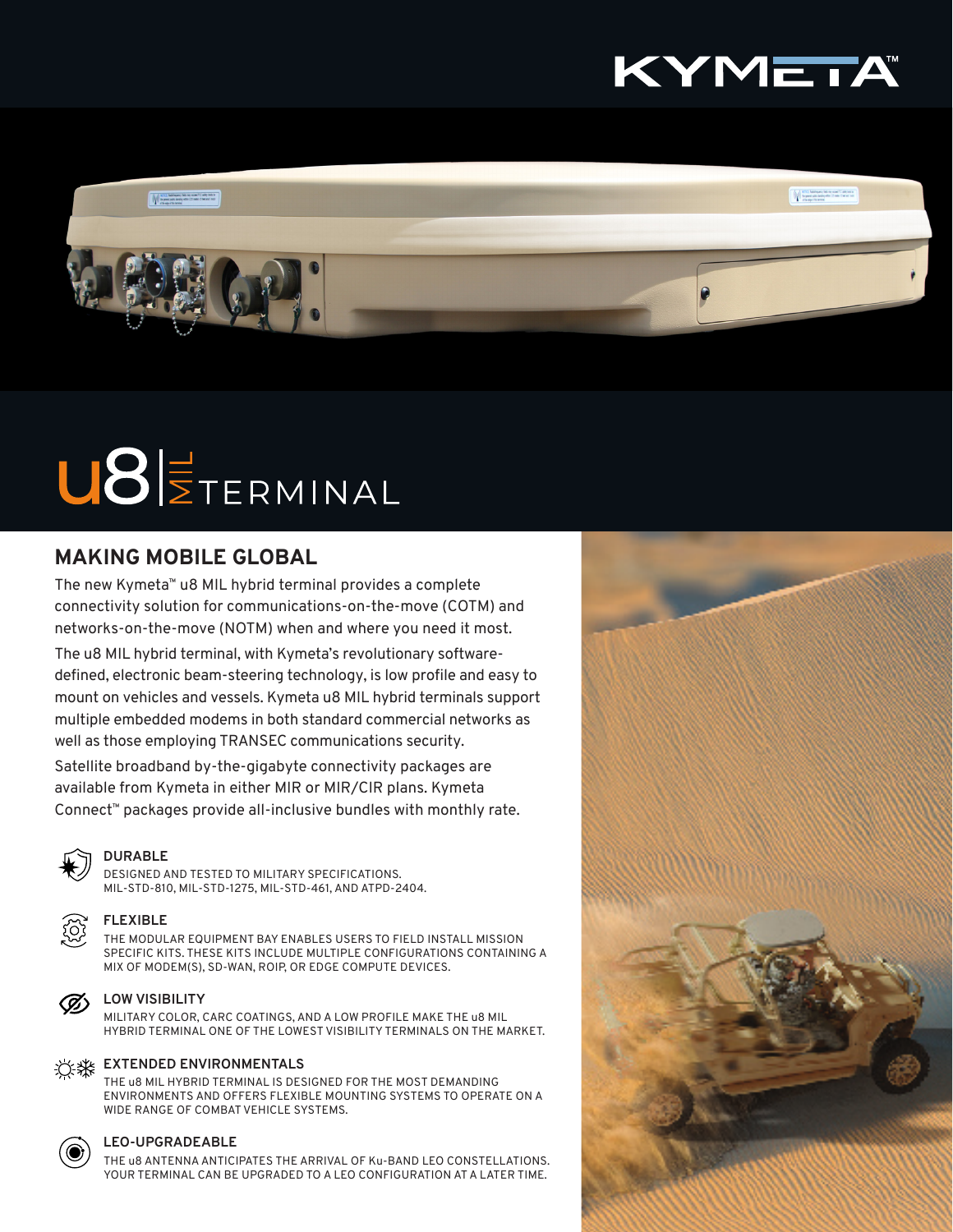KYMETA™

# u8 MIL TERMINAL

## MAKING MOBILE GLOBAL

The new Kymeta™ u8 MIL hybrid terminal provides a complete connectivity solution for communications-on-the-move (COTM) and networks-on-the-move (NOTM) when and where you need it most.

The u8 MIL hybrid terminal, with Kymeta's revolutionary software-defined, electronic beam-steering technology, is low profile and easy to mount on vehicles and vessels. Kymeta u8 MIL hybrid terminals support multiple embedded modems in both standard commercial networks as well as those employing TRANSEC communications security.

Satellite broadband by-the-gigabyte connectivity packages are available from Kymeta in either MIR or MIR/CIR plans. Kymeta Connect™ packages provide all-inclusive bundles with monthly rate.

### DURABLE

DESIGNED AND TESTED TO MILITARY SPECIFICATIONS. MIL-STD-810, MIL-STD-1275, MIL-STD-461, AND ATPD-2404.

### FLEXIBLE

THE MODULAR EQUIPMENT BAY ENABLES USERS TO FIELD INSTALL MISSION SPECIFIC KITS. THESE KITS INCLUDE MULTIPLE CONFIGURATIONS CONTAINING A MIX OF MODEM(S), SD-WAN, ROIP, OR EDGE COMPUTE DEVICES.

### LOW VISIBILITY

MILITARY COLOR, CARC COATINGS, AND A LOW PROFILE MAKE THE u8 MIL HYBRID TERMINAL ONE OF THE LOWEST VISIBILITY TERMINALS ON THE MARKET.

### EXTENDED ENVIRONMENTALS

THE u8 MIL HYBRID TERMINAL IS DESIGNED FOR THE MOST DEMANDING ENVIRONMENTS AND OFFERS FLEXIBLE MOUNTING SYSTEMS TO OPERATE ON A WIDE RANGE OF COMBAT VEHICLE SYSTEMS.

### LEO-UPGRADEABLE

THE u8 ANTENNA ANTICIPATES THE ARRIVAL OF Ku-BAND LEO CONSTELLATIONS. YOUR TERMINAL CAN BE UPGRADED TO A LEO CONFIGURATION AT A LATER TIME.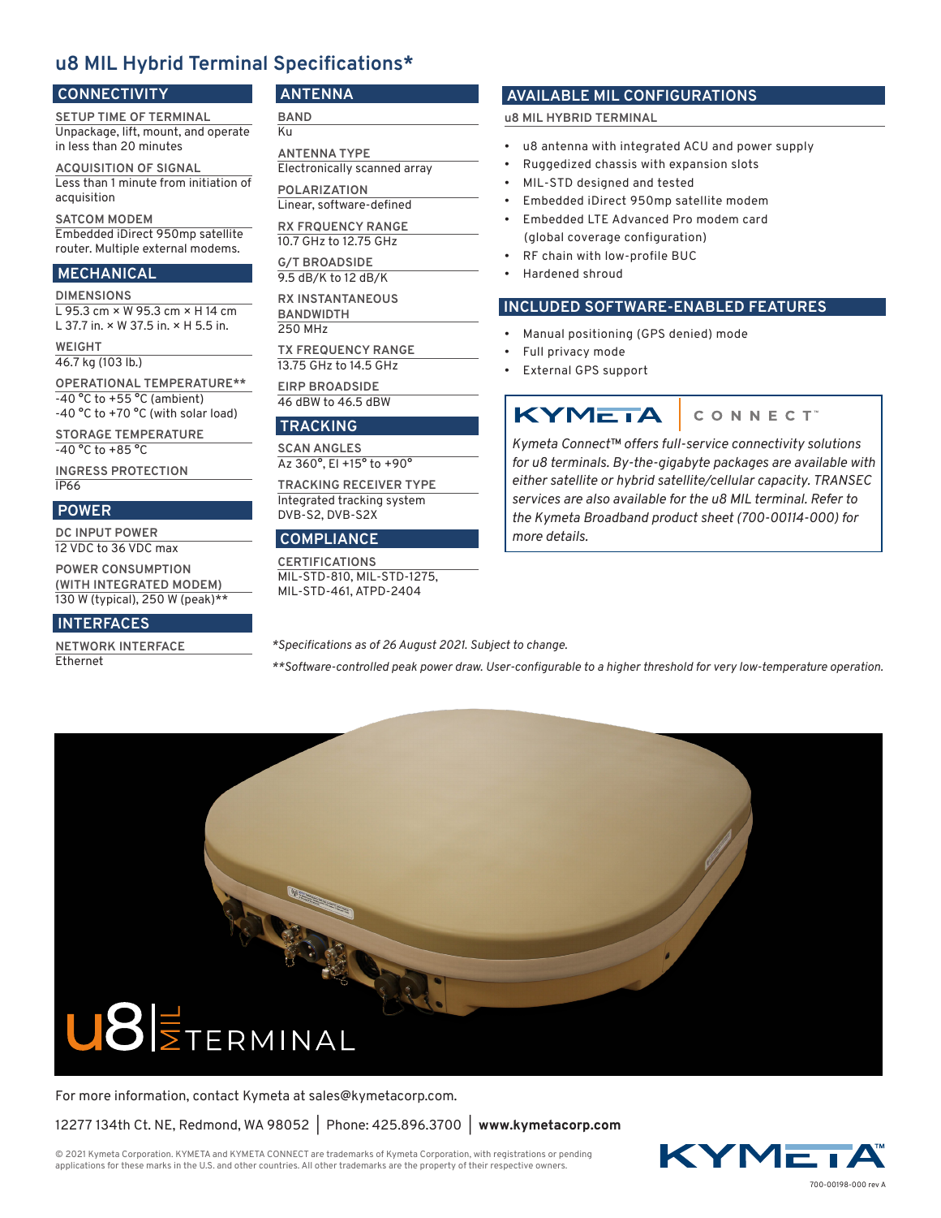# u8 MIL Hybrid Terminal Specifications*

## CONNECTIVITY

**SETUP TIME OF TERMINAL**
Unpackage, lift, mount, and operate in less than 20 minutes

**ACQUISITION OF SIGNAL**
Less than 1 minute from initiation of acquisition

**SATCOM MODEM**
Embedded iDirect 950mp satellite router. Multiple external modems.

## MECHANICAL

**DIMENSIONS**
L 95.3 cm × W 95.3 cm × H 14 cm
L 37.7 in. × W 37.5 in. × H 5.5 in.

**WEIGHT**
46.7 kg (103 lb.)

**OPERATIONAL TEMPERATURE****
-40 °C to +55 °C (ambient)
-40 °C to +70 °C (with solar load)

**STORAGE TEMPERATURE**
-40 °C to +85 °C

**INGRESS PROTECTION**
IP66

## POWER

**DC INPUT POWER**
12 VDC to 36 VDC max

**POWER CONSUMPTION (WITH INTEGRATED MODEM)**
130 W (typical), 250 W (peak)**

## INTERFACES

**NETWORK INTERFACE**
Ethernet

## ANTENNA

**BAND**
Ku

**ANTENNA TYPE**
Electronically scanned array

**POLARIZATION**
Linear, software-defined

**RX FRQUENCY RANGE**
10.7 GHz to 12.75 GHz

**G/T BROADSIDE**
9.5 dB/K to 12 dB/K

**RX INSTANTANEOUS BANDWIDTH**
250 MHz

**TX FREQUENCY RANGE**
13.75 GHz to 14.5 GHz

**EIRP BROADSIDE**
46 dBW to 46.5 dBW

## TRACKING

**SCAN ANGLES**
Az 360°, El +15° to +90°

**TRACKING RECEIVER TYPE**
Integrated tracking system
DVB-S2, DVB-S2X

## COMPLIANCE

**CERTIFICATIONS**
MIL-STD-810, MIL-STD-1275, MIL-STD-461, ATPD-2404

## AVAILABLE MIL CONFIGURATIONS

**u8 MIL HYBRID TERMINAL**

- u8 antenna with integrated ACU and power supply
- Ruggedized chassis with expansion slots
- MIL-STD designed and tested
- Embedded iDirect 950mp satellite modem
- Embedded LTE Advanced Pro modem card (global coverage configuration)
- RF chain with low-profile BUC
- Hardened shroud

## INCLUDED SOFTWARE-ENABLED FEATURES

- Manual positioning (GPS denied) mode
- Full privacy mode
- External GPS support

KYMETA CONNECT™

*Kymeta Connect™ offers full-service connectivity solutions for u8 terminals. By-the-gigabyte packages are available with either satellite or hybrid satellite/cellular capacity. TRANSEC services are also available for the u8 MIL terminal. Refer to the Kymeta Broadband product sheet (700-00114-000) for more details.*

*\*Specifications as of 26 August 2021. Subject to change.*

*\*\*Software-controlled peak power draw. User-configurable to a higher threshold for very low-temperature operation.*

u8 MIL TERMINAL

For more information, contact Kymeta at sales@kymetacorp.com.

12277 134th Ct. NE, Redmond, WA 98052 | Phone: 425.896.3700 | **www.kymetacorp.com**

© 2021 Kymeta Corporation. KYMETA and KYMETA CONNECT are trademarks of Kymeta Corporation, with registrations or pending applications for these marks in the U.S. and other countries. All other trademarks are the property of their respective owners.

KYMETA™

700-00198-000 rev A